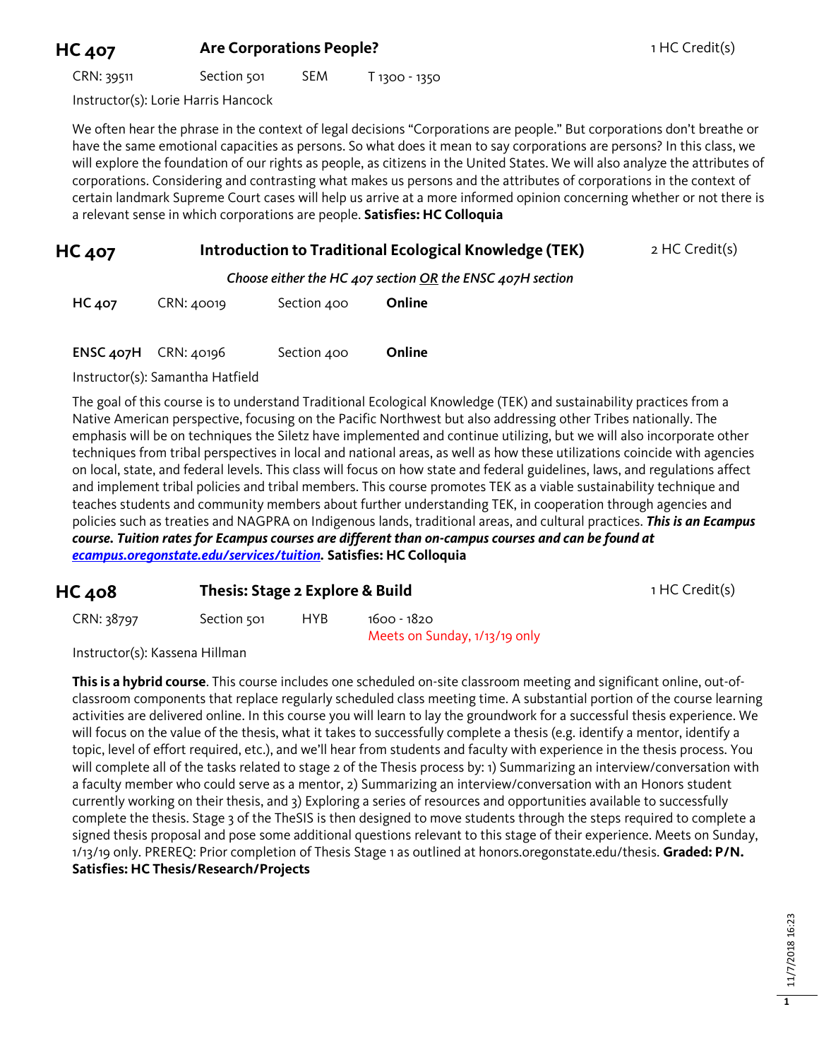## HC 407 — Are Corporations People? — 1 HC Credit(s)

CRN: 39511 | Section 501 | SEM | T 1300 - 1350

Instructor(s): Lorie Harris Hancock

We often hear the phrase in the context of legal decisions "Corporations are people." But corporations don't breathe or have the same emotional capacities as persons. So what does it mean to say corporations are persons? In this class, we will explore the foundation of our rights as people, as citizens in the United States. We will also analyze the attributes of corporations. Considering and contrasting what makes us persons and the attributes of corporations in the context of certain landmark Supreme Court cases will help us arrive at a more informed opinion concerning whether or not there is a relevant sense in which corporations are people. **Satisfies: HC Colloquia**

## HC 407 — Introduction to Traditional Ecological Knowledge (TEK) — 2 HC Credit(s)

***Choose either the HC 407 section OR the ENSC 407H section***

| | | | |
|---|---|---|---|
| **HC 407** | CRN: 40019 | Section 400 | **Online** |
| **ENSC 407H** | CRN: 40196 | Section 400 | **Online** |

Instructor(s): Samantha Hatfield

The goal of this course is to understand Traditional Ecological Knowledge (TEK) and sustainability practices from a Native American perspective, focusing on the Pacific Northwest but also addressing other Tribes nationally. The emphasis will be on techniques the Siletz have implemented and continue utilizing, but we will also incorporate other techniques from tribal perspectives in local and national areas, as well as how these utilizations coincide with agencies on local, state, and federal levels. This class will focus on how state and federal guidelines, laws, and regulations affect and implement tribal policies and tribal members. This course promotes TEK as a viable sustainability technique and teaches students and community members about further understanding TEK, in cooperation through agencies and policies such as treaties and NAGPRA on Indigenous lands, traditional areas, and cultural practices. ***This is an Ecampus course. Tuition rates for Ecampus courses are different than on-campus courses and can be found at [ecampus.oregonstate.edu/services/tuition](ecampus.oregonstate.edu/services/tuition).*** **Satisfies: HC Colloquia**

## HC 408 — Thesis: Stage 2 Explore & Build — 1 HC Credit(s)

CRN: 38797 | Section 501 | HYB | 1600 - 1820 Meets on Sunday, 1/13/19 only

Instructor(s): Kassena Hillman

**This is a hybrid course**. This course includes one scheduled on-site classroom meeting and significant online, out-of-classroom components that replace regularly scheduled class meeting time. A substantial portion of the course learning activities are delivered online. In this course you will learn to lay the groundwork for a successful thesis experience. We will focus on the value of the thesis, what it takes to successfully complete a thesis (e.g. identify a mentor, identify a topic, level of effort required, etc.), and we'll hear from students and faculty with experience in the thesis process. You will complete all of the tasks related to stage 2 of the Thesis process by: 1) Summarizing an interview/conversation with a faculty member who could serve as a mentor, 2) Summarizing an interview/conversation with an Honors student currently working on their thesis, and 3) Exploring a series of resources and opportunities available to successfully complete the thesis. Stage 3 of the TheSIS is then designed to move students through the steps required to complete a signed thesis proposal and pose some additional questions relevant to this stage of their experience. Meets on Sunday, 1/13/19 only. PREREQ: Prior completion of Thesis Stage 1 as outlined at honors.oregonstate.edu/thesis. **Graded: P/N. Satisfies: HC Thesis/Research/Projects**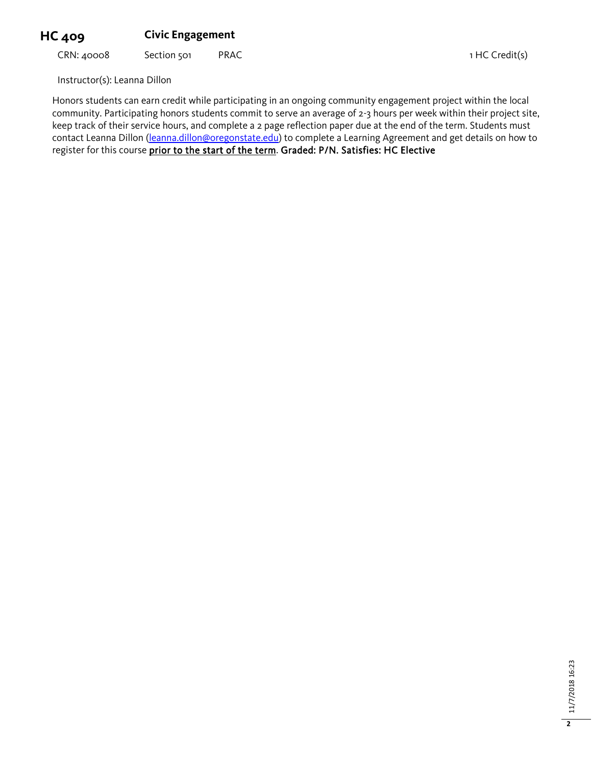## HC 409 Civic Engagement

CRN: 40008 Section 501 PRAC 1 HC Credit(s)

Instructor(s): Leanna Dillon

Honors students can earn credit while participating in an ongoing community engagement project within the local community. Participating honors students commit to serve an average of 2-3 hours per week within their project site, keep track of their service hours, and complete a 2 page reflection paper due at the end of the term. Students must contact Leanna Dillon (leanna.dillon@oregonstate.edu) to complete a Learning Agreement and get details on how to register for this course **prior to the start of the term**. **Graded: P/N. Satisfies: HC Elective**